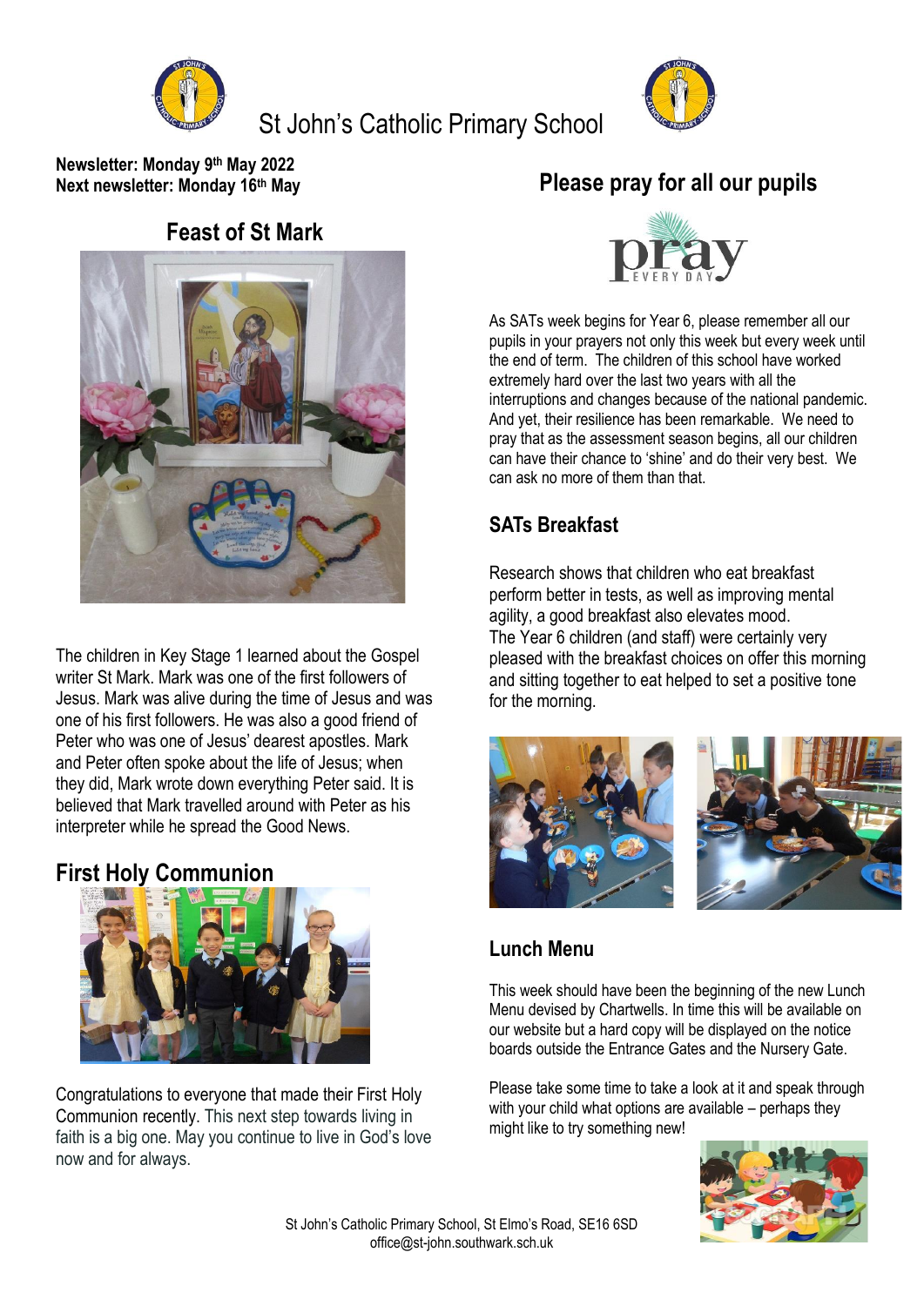# St John's Catholic Primary School

**Newsletter: Monday 9th May 2022**
**Next newsletter: Monday 16th May**

## Feast of St Mark

The children in Key Stage 1 learned about the Gospel writer St Mark. Mark was one of the first followers of Jesus. Mark was alive during the time of Jesus and was one of his first followers. He was also a good friend of Peter who was one of Jesus' dearest apostles. Mark and Peter often spoke about the life of Jesus; when they did, Mark wrote down everything Peter said. It is believed that Mark travelled around with Peter as his interpreter while he spread the Good News.

## First Holy Communion

Congratulations to everyone that made their First Holy Communion recently. This next step towards living in faith is a big one. May you continue to live in God's love now and for always.

## Please pray for all our pupils

As SATs week begins for Year 6, please remember all our pupils in your prayers not only this week but every week until the end of term. The children of this school have worked extremely hard over the last two years with all the interruptions and changes because of the national pandemic. And yet, their resilience has been remarkable. We need to pray that as the assessment season begins, all our children can have their chance to 'shine' and do their very best. We can ask no more of them than that.

### SATs Breakfast

Research shows that children who eat breakfast perform better in tests, as well as improving mental agility, a good breakfast also elevates mood.
The Year 6 children (and staff) were certainly very pleased with the breakfast choices on offer this morning and sitting together to eat helped to set a positive tone for the morning.

### Lunch Menu

This week should have been the beginning of the new Lunch Menu devised by Chartwells. In time this will be available on our website but a hard copy will be displayed on the notice boards outside the Entrance Gates and the Nursery Gate.

Please take some time to take a look at it and speak through with your child what options are available – perhaps they might like to try something new!

St John's Catholic Primary School, St Elmo's Road, SE16 6SD
office@st-john.southwark.sch.uk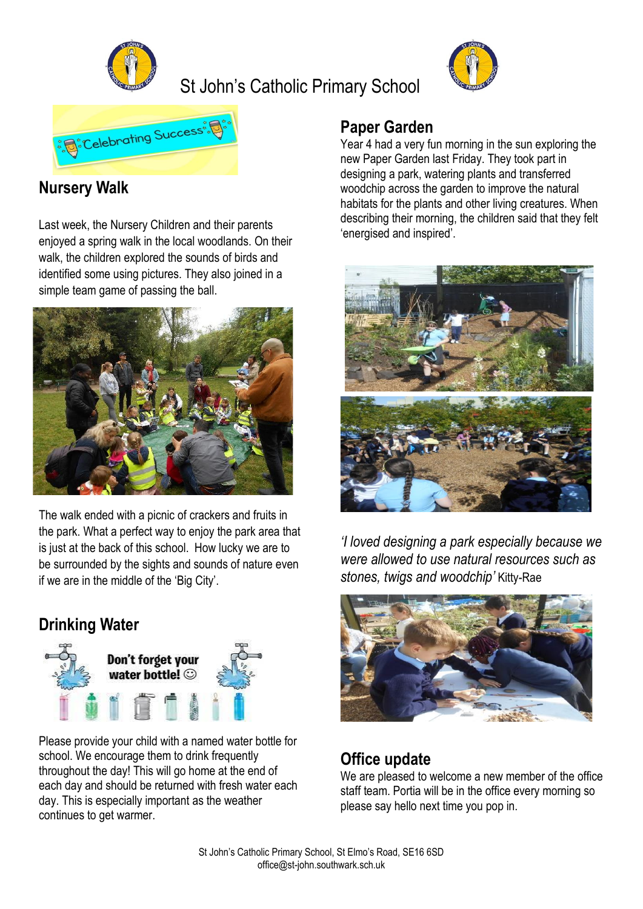# St John's Catholic Primary School

Celebrating Success

## Nursery Walk

Last week, the Nursery Children and their parents enjoyed a spring walk in the local woodlands. On their walk, the children explored the sounds of birds and identified some using pictures. They also joined in a simple team game of passing the ball.

The walk ended with a picnic of crackers and fruits in the park. What a perfect way to enjoy the park area that is just at the back of this school. How lucky we are to be surrounded by the sights and sounds of nature even if we are in the middle of the 'Big City'.

## Drinking Water

Don't forget your water bottle! ☺

Please provide your child with a named water bottle for school. We encourage them to drink frequently throughout the day! This will go home at the end of each day and should be returned with fresh water each day. This is especially important as the weather continues to get warmer.

## Paper Garden

Year 4 had a very fun morning in the sun exploring the new Paper Garden last Friday. They took part in designing a park, watering plants and transferred woodchip across the garden to improve the natural habitats for the plants and other living creatures. When describing their morning, the children said that they felt 'energised and inspired'.

*'I loved designing a park especially because we were allowed to use natural resources such as stones, twigs and woodchip'* Kitty-Rae

## Office update

We are pleased to welcome a new member of the office staff team. Portia will be in the office every morning so please say hello next time you pop in.

St John's Catholic Primary School, St Elmo's Road, SE16 6SD
office@st-john.southwark.sch.uk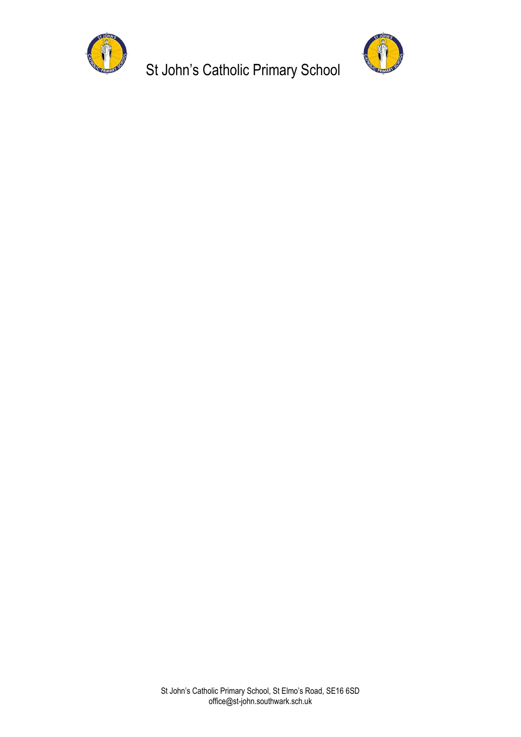# St John's Catholic Primary School

St John's Catholic Primary School, St Elmo's Road, SE16 6SD
office@st-john.southwark.sch.uk